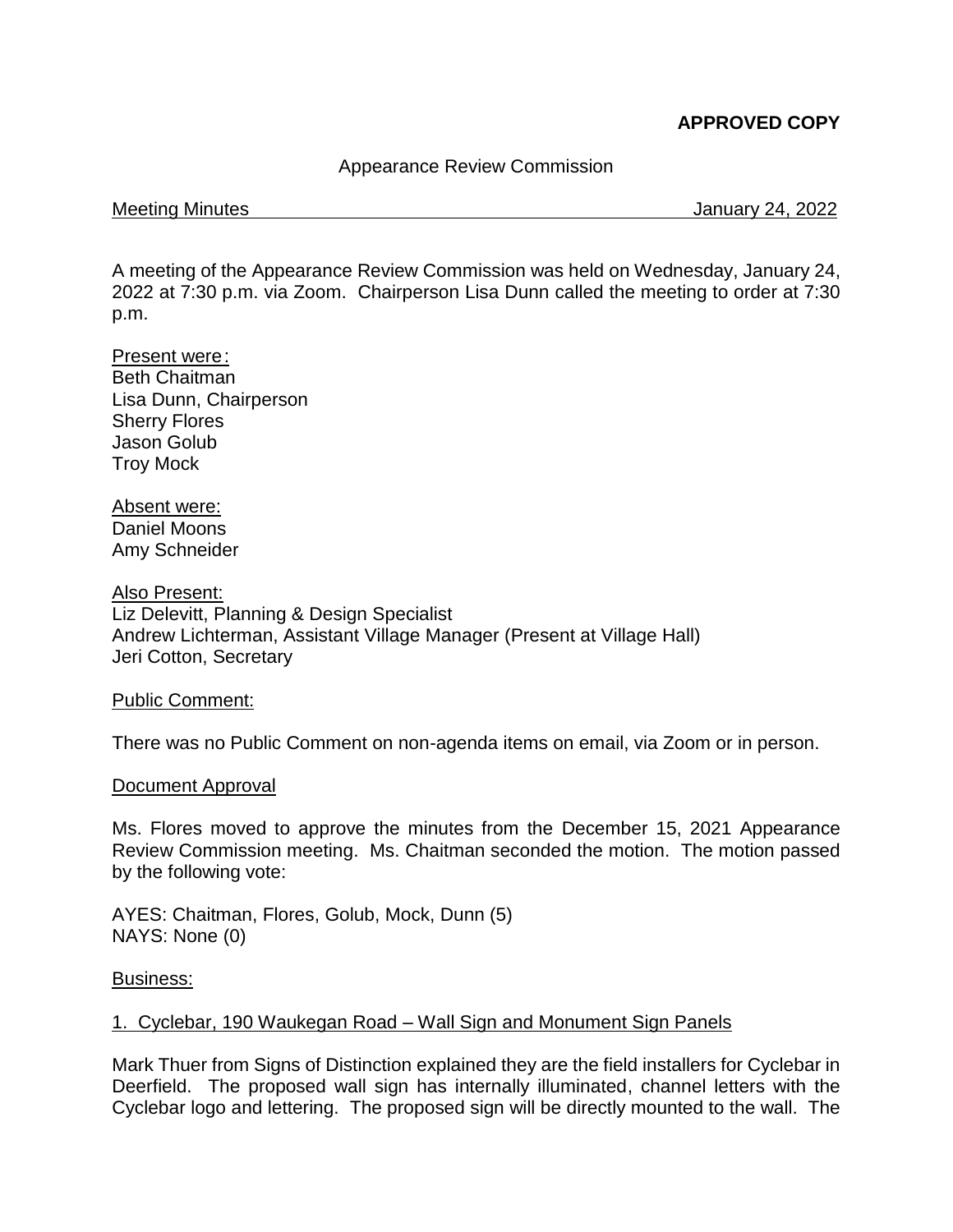**APPROVED COPY**

Appearance Review Commission

Meeting Minutes January 24, 2022

A meeting of the Appearance Review Commission was held on Wednesday, January 24, 2022 at 7:30 p.m. via Zoom. Chairperson Lisa Dunn called the meeting to order at 7:30 p.m.

Present were:
Beth Chaitman
Lisa Dunn, Chairperson
Sherry Flores
Jason Golub
Troy Mock

Absent were:
Daniel Moons
Amy Schneider

Also Present:
Liz Delevitt, Planning & Design Specialist
Andrew Lichterman, Assistant Village Manager (Present at Village Hall)
Jeri Cotton, Secretary

Public Comment:

There was no Public Comment on non-agenda items on email, via Zoom or in person.

Document Approval

Ms. Flores moved to approve the minutes from the December 15, 2021 Appearance Review Commission meeting. Ms. Chaitman seconded the motion. The motion passed by the following vote:

AYES: Chaitman, Flores, Golub, Mock, Dunn (5)
NAYS: None (0)

Business:

1. Cyclebar, 190 Waukegan Road – Wall Sign and Monument Sign Panels

Mark Thuer from Signs of Distinction explained they are the field installers for Cyclebar in Deerfield. The proposed wall sign has internally illuminated, channel letters with the Cyclebar logo and lettering. The proposed sign will be directly mounted to the wall. The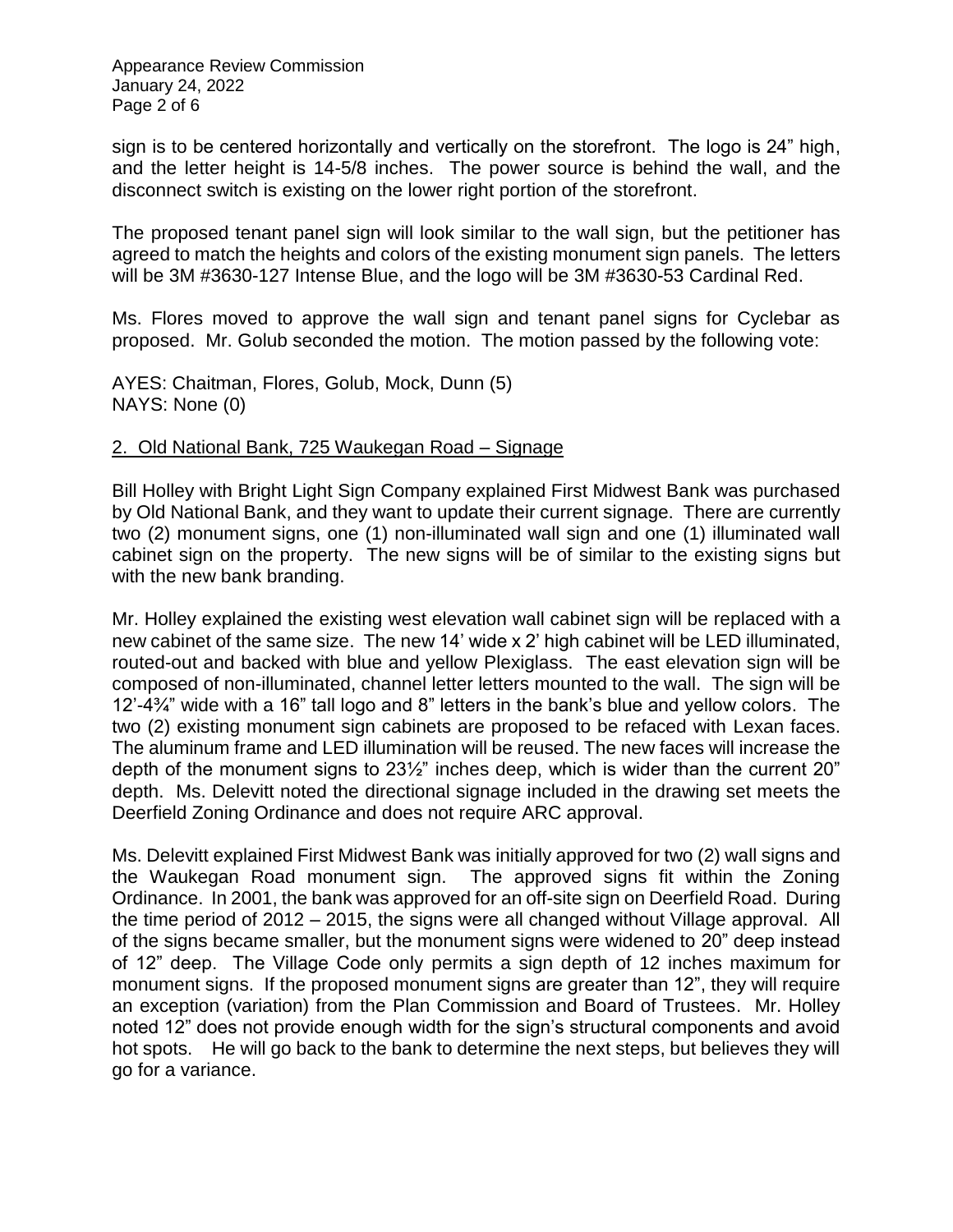sign is to be centered horizontally and vertically on the storefront. The logo is 24" high, and the letter height is 14-5/8 inches. The power source is behind the wall, and the disconnect switch is existing on the lower right portion of the storefront.

The proposed tenant panel sign will look similar to the wall sign, but the petitioner has agreed to match the heights and colors of the existing monument sign panels. The letters will be 3M #3630-127 Intense Blue, and the logo will be 3M #3630-53 Cardinal Red.

Ms. Flores moved to approve the wall sign and tenant panel signs for Cyclebar as proposed. Mr. Golub seconded the motion. The motion passed by the following vote:

AYES: Chaitman, Flores, Golub, Mock, Dunn (5)
NAYS: None (0)

2. Old National Bank, 725 Waukegan Road – Signage

Bill Holley with Bright Light Sign Company explained First Midwest Bank was purchased by Old National Bank, and they want to update their current signage. There are currently two (2) monument signs, one (1) non-illuminated wall sign and one (1) illuminated wall cabinet sign on the property. The new signs will be of similar to the existing signs but with the new bank branding.

Mr. Holley explained the existing west elevation wall cabinet sign will be replaced with a new cabinet of the same size. The new 14' wide x 2' high cabinet will be LED illuminated, routed-out and backed with blue and yellow Plexiglass. The east elevation sign will be composed of non-illuminated, channel letter letters mounted to the wall. The sign will be 12'-4¾" wide with a 16" tall logo and 8" letters in the bank's blue and yellow colors. The two (2) existing monument sign cabinets are proposed to be refaced with Lexan faces. The aluminum frame and LED illumination will be reused. The new faces will increase the depth of the monument signs to 23½" inches deep, which is wider than the current 20" depth. Ms. Delevitt noted the directional signage included in the drawing set meets the Deerfield Zoning Ordinance and does not require ARC approval.

Ms. Delevitt explained First Midwest Bank was initially approved for two (2) wall signs and the Waukegan Road monument sign. The approved signs fit within the Zoning Ordinance. In 2001, the bank was approved for an off-site sign on Deerfield Road. During the time period of 2012 – 2015, the signs were all changed without Village approval. All of the signs became smaller, but the monument signs were widened to 20" deep instead of 12" deep. The Village Code only permits a sign depth of 12 inches maximum for monument signs. If the proposed monument signs are greater than 12", they will require an exception (variation) from the Plan Commission and Board of Trustees. Mr. Holley noted 12" does not provide enough width for the sign's structural components and avoid hot spots. He will go back to the bank to determine the next steps, but believes they will go for a variance.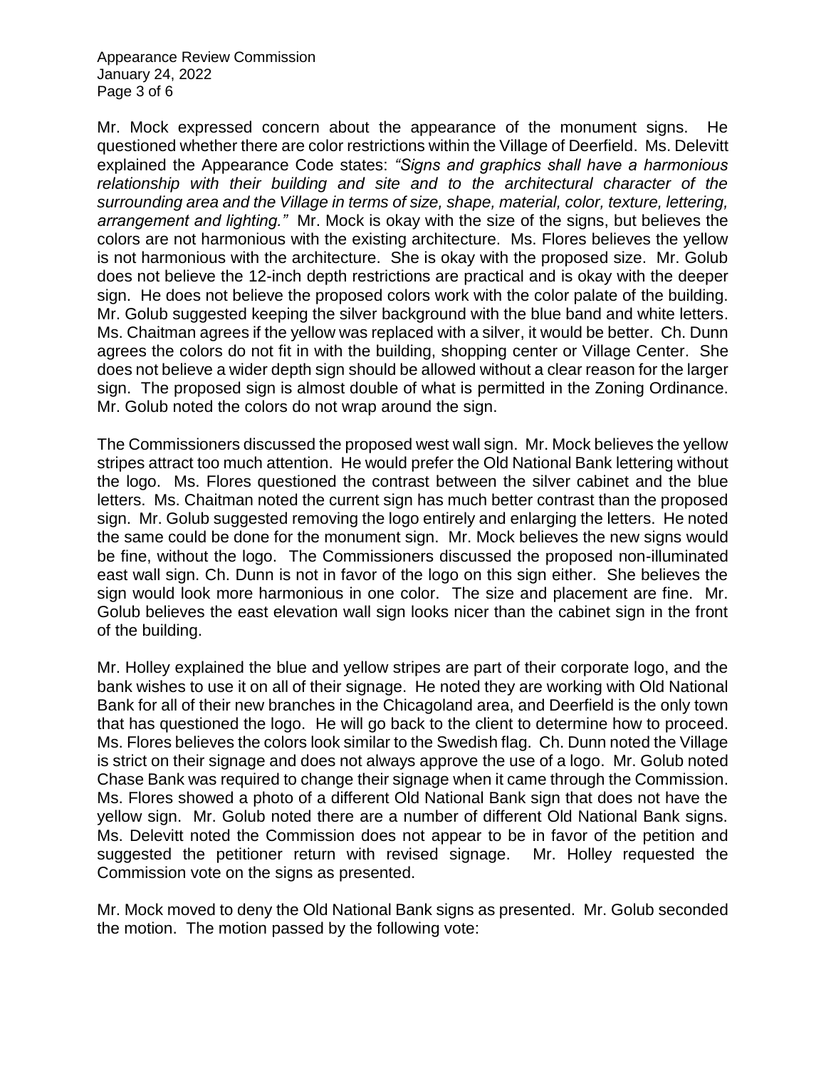Mr. Mock expressed concern about the appearance of the monument signs. He questioned whether there are color restrictions within the Village of Deerfield. Ms. Delevitt explained the Appearance Code states: *"Signs and graphics shall have a harmonious relationship with their building and site and to the architectural character of the surrounding area and the Village in terms of size, shape, material, color, texture, lettering, arrangement and lighting."* Mr. Mock is okay with the size of the signs, but believes the colors are not harmonious with the existing architecture. Ms. Flores believes the yellow is not harmonious with the architecture. She is okay with the proposed size. Mr. Golub does not believe the 12-inch depth restrictions are practical and is okay with the deeper sign. He does not believe the proposed colors work with the color palate of the building. Mr. Golub suggested keeping the silver background with the blue band and white letters. Ms. Chaitman agrees if the yellow was replaced with a silver, it would be better. Ch. Dunn agrees the colors do not fit in with the building, shopping center or Village Center. She does not believe a wider depth sign should be allowed without a clear reason for the larger sign. The proposed sign is almost double of what is permitted in the Zoning Ordinance. Mr. Golub noted the colors do not wrap around the sign.

The Commissioners discussed the proposed west wall sign. Mr. Mock believes the yellow stripes attract too much attention. He would prefer the Old National Bank lettering without the logo. Ms. Flores questioned the contrast between the silver cabinet and the blue letters. Ms. Chaitman noted the current sign has much better contrast than the proposed sign. Mr. Golub suggested removing the logo entirely and enlarging the letters. He noted the same could be done for the monument sign. Mr. Mock believes the new signs would be fine, without the logo. The Commissioners discussed the proposed non-illuminated east wall sign. Ch. Dunn is not in favor of the logo on this sign either. She believes the sign would look more harmonious in one color. The size and placement are fine. Mr. Golub believes the east elevation wall sign looks nicer than the cabinet sign in the front of the building.

Mr. Holley explained the blue and yellow stripes are part of their corporate logo, and the bank wishes to use it on all of their signage. He noted they are working with Old National Bank for all of their new branches in the Chicagoland area, and Deerfield is the only town that has questioned the logo. He will go back to the client to determine how to proceed. Ms. Flores believes the colors look similar to the Swedish flag. Ch. Dunn noted the Village is strict on their signage and does not always approve the use of a logo. Mr. Golub noted Chase Bank was required to change their signage when it came through the Commission. Ms. Flores showed a photo of a different Old National Bank sign that does not have the yellow sign. Mr. Golub noted there are a number of different Old National Bank signs. Ms. Delevitt noted the Commission does not appear to be in favor of the petition and suggested the petitioner return with revised signage. Mr. Holley requested the Commission vote on the signs as presented.

Mr. Mock moved to deny the Old National Bank signs as presented. Mr. Golub seconded the motion. The motion passed by the following vote: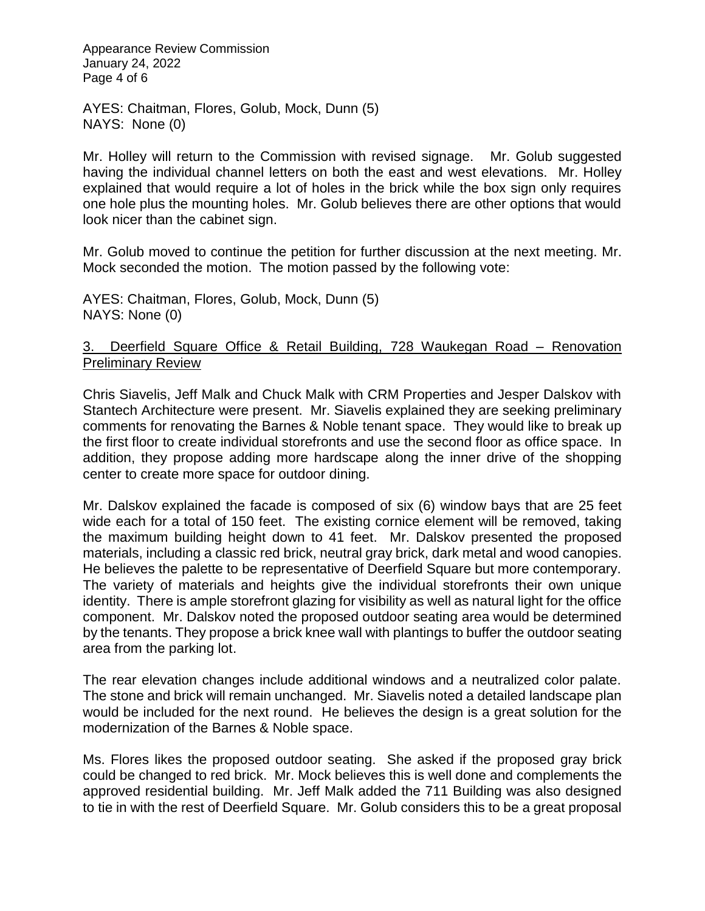AYES: Chaitman, Flores, Golub, Mock, Dunn (5)
NAYS: None (0)

Mr. Holley will return to the Commission with revised signage. Mr. Golub suggested having the individual channel letters on both the east and west elevations. Mr. Holley explained that would require a lot of holes in the brick while the box sign only requires one hole plus the mounting holes. Mr. Golub believes there are other options that would look nicer than the cabinet sign.

Mr. Golub moved to continue the petition for further discussion at the next meeting. Mr. Mock seconded the motion. The motion passed by the following vote:

AYES: Chaitman, Flores, Golub, Mock, Dunn (5)
NAYS: None (0)

<u>3. Deerfield Square Office & Retail Building, 728 Waukegan Road – Renovation Preliminary Review</u>

Chris Siavelis, Jeff Malk and Chuck Malk with CRM Properties and Jesper Dalskov with Stantech Architecture were present. Mr. Siavelis explained they are seeking preliminary comments for renovating the Barnes & Noble tenant space. They would like to break up the first floor to create individual storefronts and use the second floor as office space. In addition, they propose adding more hardscape along the inner drive of the shopping center to create more space for outdoor dining.

Mr. Dalskov explained the facade is composed of six (6) window bays that are 25 feet wide each for a total of 150 feet. The existing cornice element will be removed, taking the maximum building height down to 41 feet. Mr. Dalskov presented the proposed materials, including a classic red brick, neutral gray brick, dark metal and wood canopies. He believes the palette to be representative of Deerfield Square but more contemporary. The variety of materials and heights give the individual storefronts their own unique identity. There is ample storefront glazing for visibility as well as natural light for the office component. Mr. Dalskov noted the proposed outdoor seating area would be determined by the tenants. They propose a brick knee wall with plantings to buffer the outdoor seating area from the parking lot.

The rear elevation changes include additional windows and a neutralized color palate. The stone and brick will remain unchanged. Mr. Siavelis noted a detailed landscape plan would be included for the next round. He believes the design is a great solution for the modernization of the Barnes & Noble space.

Ms. Flores likes the proposed outdoor seating. She asked if the proposed gray brick could be changed to red brick. Mr. Mock believes this is well done and complements the approved residential building. Mr. Jeff Malk added the 711 Building was also designed to tie in with the rest of Deerfield Square. Mr. Golub considers this to be a great proposal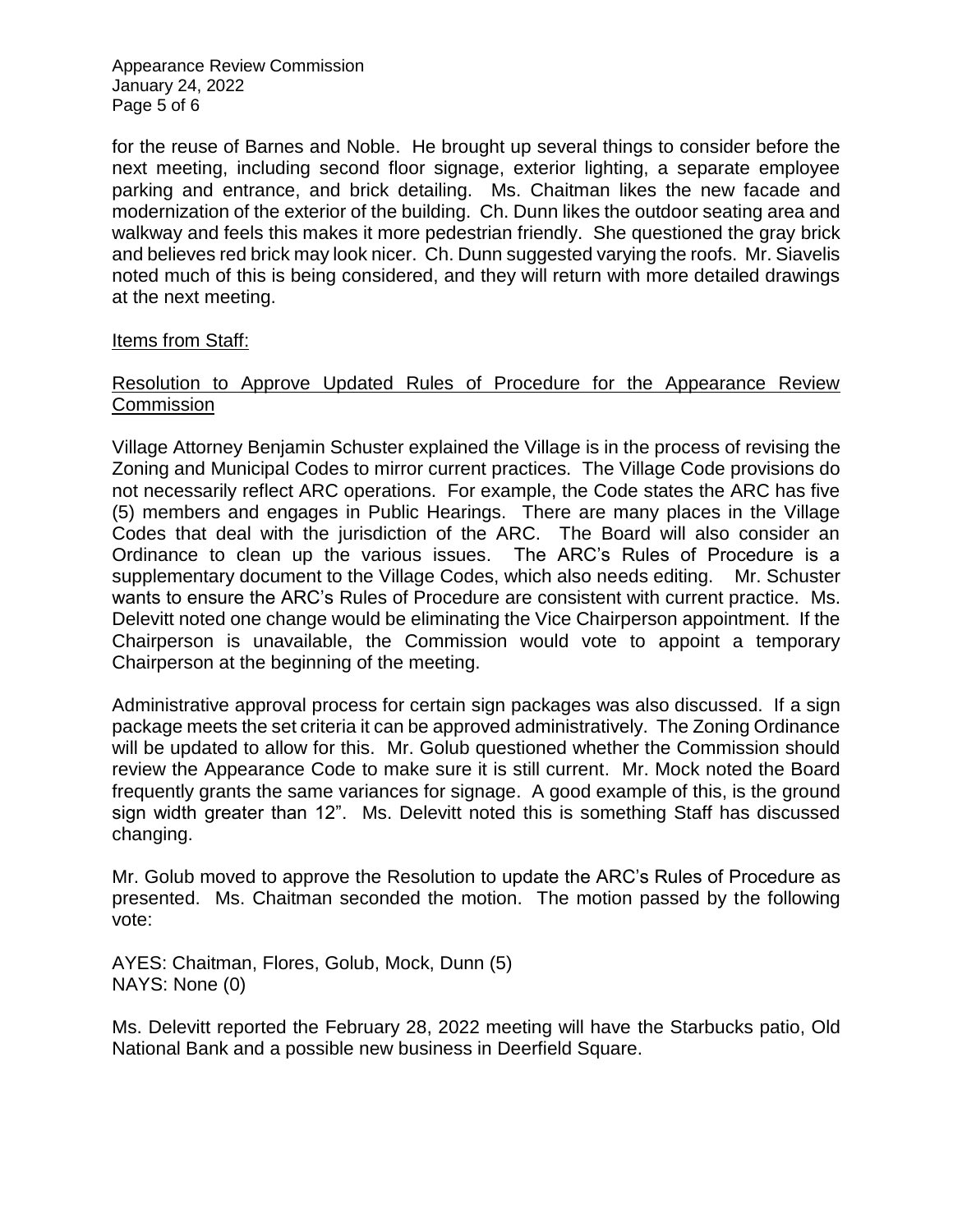for the reuse of Barnes and Noble. He brought up several things to consider before the next meeting, including second floor signage, exterior lighting, a separate employee parking and entrance, and brick detailing. Ms. Chaitman likes the new facade and modernization of the exterior of the building. Ch. Dunn likes the outdoor seating area and walkway and feels this makes it more pedestrian friendly. She questioned the gray brick and believes red brick may look nicer. Ch. Dunn suggested varying the roofs. Mr. Siavelis noted much of this is being considered, and they will return with more detailed drawings at the next meeting.

<u>Items from Staff:</u>

<u>Resolution to Approve Updated Rules of Procedure for the Appearance Review Commission</u>

Village Attorney Benjamin Schuster explained the Village is in the process of revising the Zoning and Municipal Codes to mirror current practices. The Village Code provisions do not necessarily reflect ARC operations. For example, the Code states the ARC has five (5) members and engages in Public Hearings. There are many places in the Village Codes that deal with the jurisdiction of the ARC. The Board will also consider an Ordinance to clean up the various issues. The ARC's Rules of Procedure is a supplementary document to the Village Codes, which also needs editing. Mr. Schuster wants to ensure the ARC's Rules of Procedure are consistent with current practice. Ms. Delevitt noted one change would be eliminating the Vice Chairperson appointment. If the Chairperson is unavailable, the Commission would vote to appoint a temporary Chairperson at the beginning of the meeting.

Administrative approval process for certain sign packages was also discussed. If a sign package meets the set criteria it can be approved administratively. The Zoning Ordinance will be updated to allow for this. Mr. Golub questioned whether the Commission should review the Appearance Code to make sure it is still current. Mr. Mock noted the Board frequently grants the same variances for signage. A good example of this, is the ground sign width greater than 12". Ms. Delevitt noted this is something Staff has discussed changing.

Mr. Golub moved to approve the Resolution to update the ARC's Rules of Procedure as presented. Ms. Chaitman seconded the motion. The motion passed by the following vote:

AYES: Chaitman, Flores, Golub, Mock, Dunn (5)
NAYS: None (0)

Ms. Delevitt reported the February 28, 2022 meeting will have the Starbucks patio, Old National Bank and a possible new business in Deerfield Square.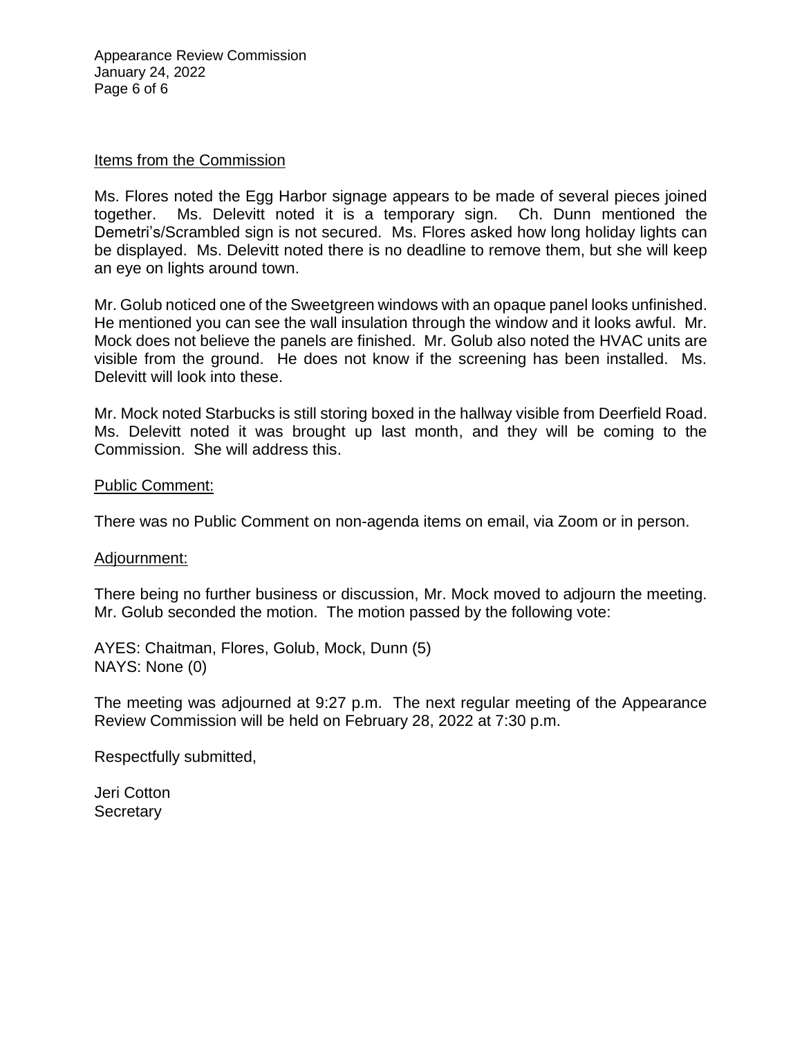Items from the Commission

Ms. Flores noted the Egg Harbor signage appears to be made of several pieces joined together. Ms. Delevitt noted it is a temporary sign. Ch. Dunn mentioned the Demetri's/Scrambled sign is not secured. Ms. Flores asked how long holiday lights can be displayed. Ms. Delevitt noted there is no deadline to remove them, but she will keep an eye on lights around town.

Mr. Golub noticed one of the Sweetgreen windows with an opaque panel looks unfinished. He mentioned you can see the wall insulation through the window and it looks awful. Mr. Mock does not believe the panels are finished. Mr. Golub also noted the HVAC units are visible from the ground. He does not know if the screening has been installed. Ms. Delevitt will look into these.

Mr. Mock noted Starbucks is still storing boxed in the hallway visible from Deerfield Road. Ms. Delevitt noted it was brought up last month, and they will be coming to the Commission. She will address this.

Public Comment:

There was no Public Comment on non-agenda items on email, via Zoom or in person.

Adjournment:

There being no further business or discussion, Mr. Mock moved to adjourn the meeting. Mr. Golub seconded the motion. The motion passed by the following vote:

AYES: Chaitman, Flores, Golub, Mock, Dunn (5)
NAYS: None (0)

The meeting was adjourned at 9:27 p.m. The next regular meeting of the Appearance Review Commission will be held on February 28, 2022 at 7:30 p.m.

Respectfully submitted,

Jeri Cotton
Secretary